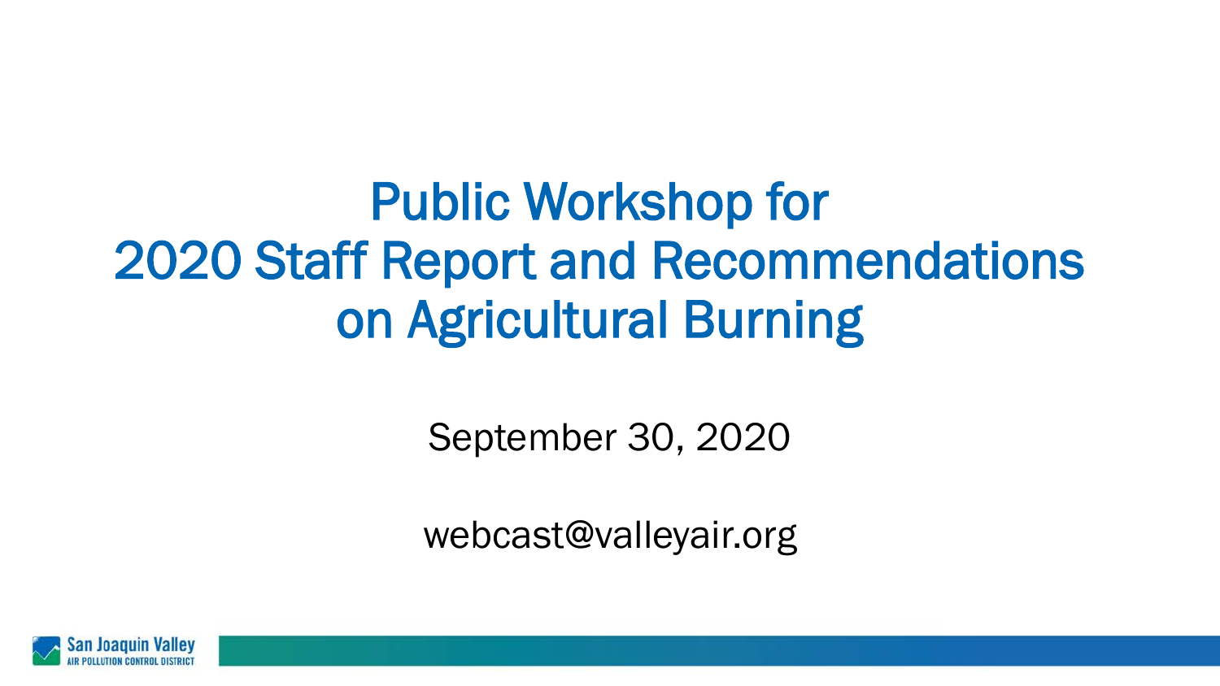# Public Workshop for 2020 Staff Report and Recommendations on Agricultural Burning

September 30, 2020

webcast@valleyair.org

San Joaquin Valley
AIR POLLUTION CONTROL DISTRICT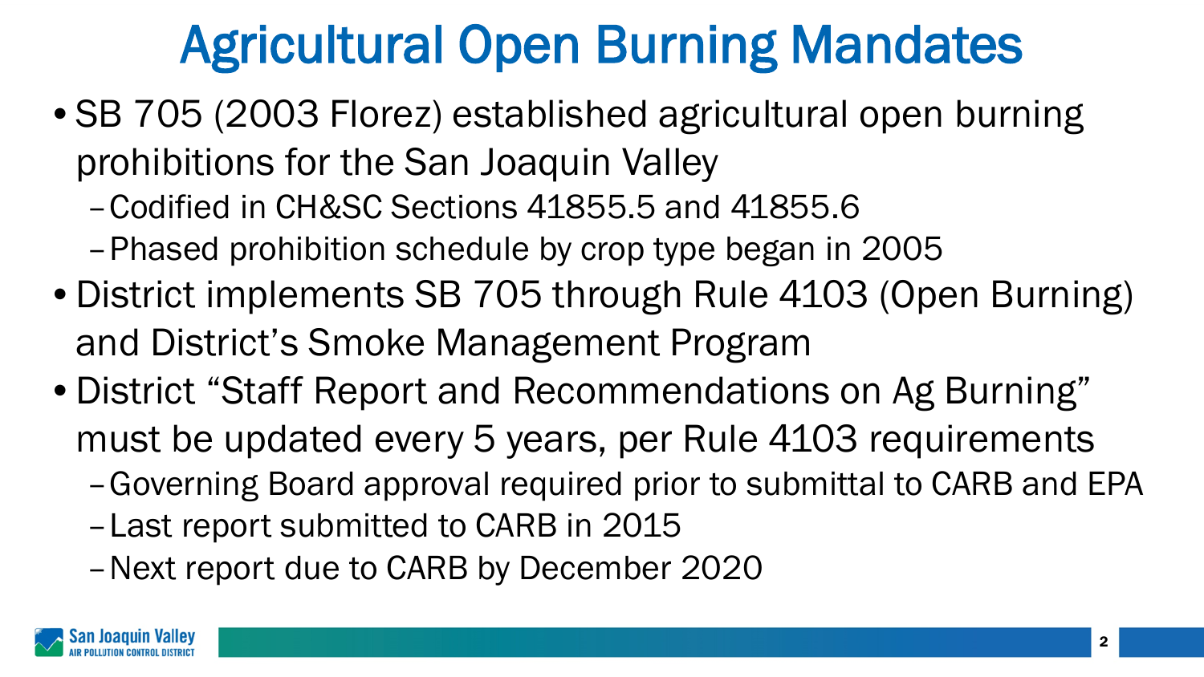# Agricultural Open Burning Mandates

- SB 705 (2003 Florez) established agricultural open burning prohibitions for the San Joaquin Valley
  - Codified in CH&SC Sections 41855.5 and 41855.6
  - Phased prohibition schedule by crop type began in 2005
- District implements SB 705 through Rule 4103 (Open Burning) and District's Smoke Management Program
- District "Staff Report and Recommendations on Ag Burning" must be updated every 5 years, per Rule 4103 requirements
  - Governing Board approval required prior to submittal to CARB and EPA
  - Last report submitted to CARB in 2015
  - Next report due to CARB by December 2020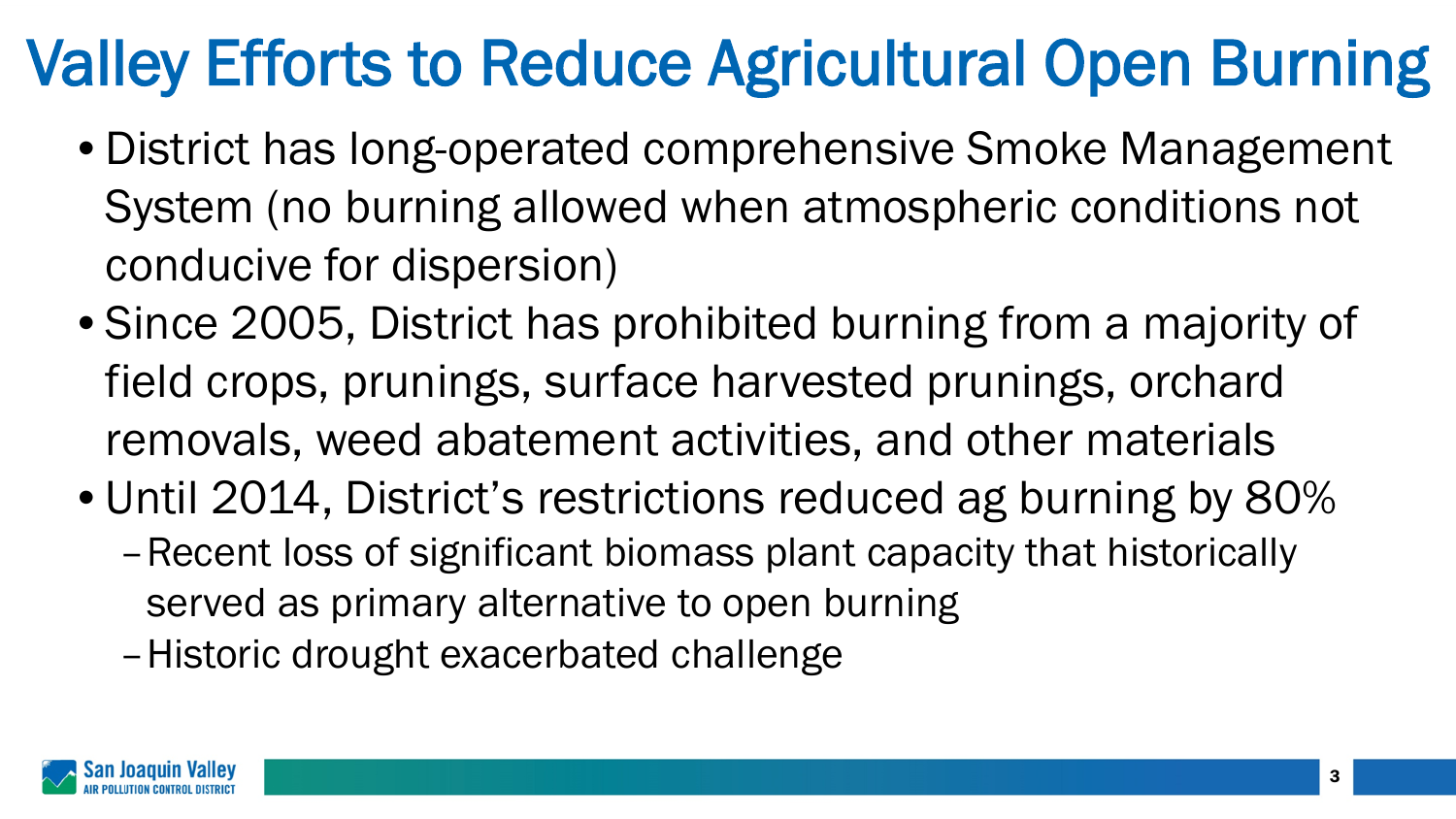# Valley Efforts to Reduce Agricultural Open Burning

- District has long-operated comprehensive Smoke Management System (no burning allowed when atmospheric conditions not conducive for dispersion)
- Since 2005, District has prohibited burning from a majority of field crops, prunings, surface harvested prunings, orchard removals, weed abatement activities, and other materials
- Until 2014, District's restrictions reduced ag burning by 80%
  - Recent loss of significant biomass plant capacity that historically served as primary alternative to open burning
  - Historic drought exacerbated challenge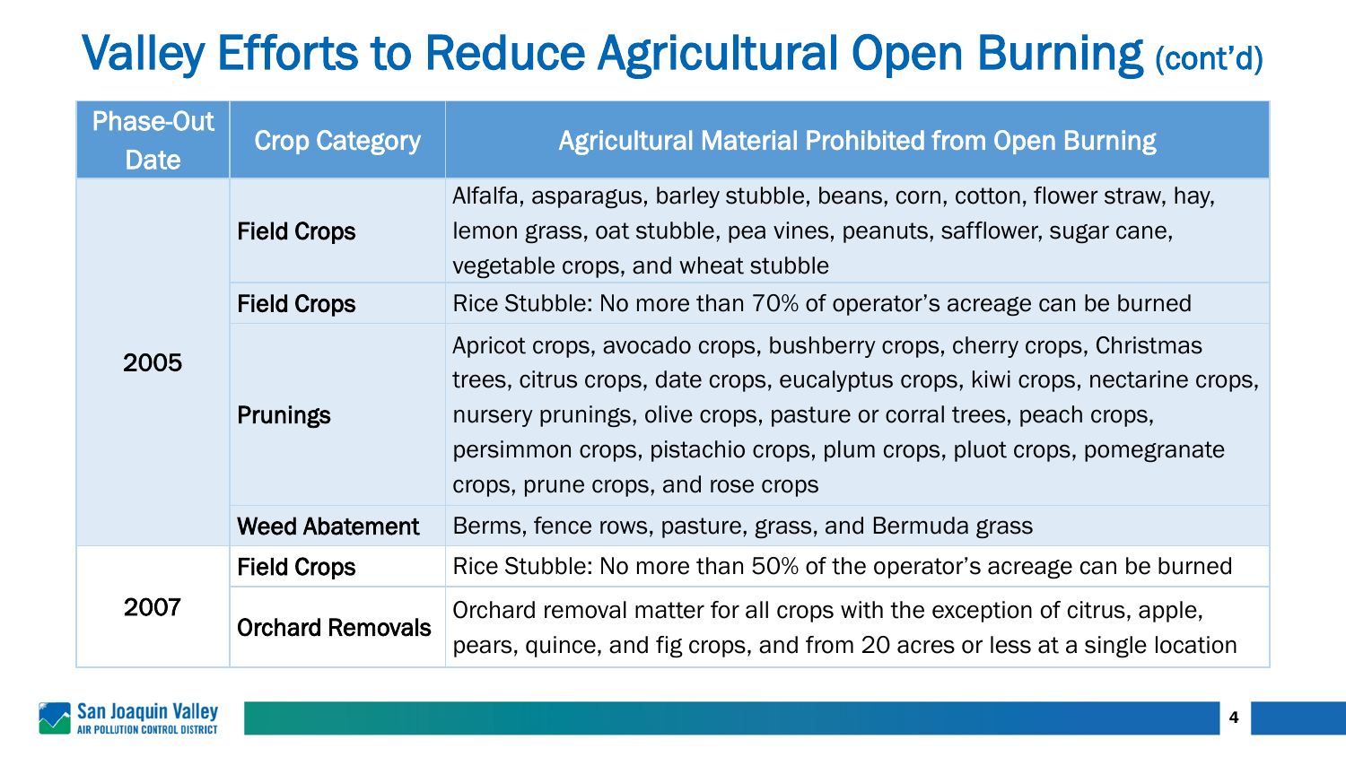# Valley Efforts to Reduce Agricultural Open Burning (cont'd)

| Phase-Out Date | Crop Category | Agricultural Material Prohibited from Open Burning |
|---|---|---|
| 2005 | **Field Crops** | Alfalfa, asparagus, barley stubble, beans, corn, cotton, flower straw, hay, lemon grass, oat stubble, pea vines, peanuts, safflower, sugar cane, vegetable crops, and wheat stubble |
| | **Field Crops** | Rice Stubble: No more than 70% of operator's acreage can be burned |
| | **Prunings** | Apricot crops, avocado crops, bushberry crops, cherry crops, Christmas trees, citrus crops, date crops, eucalyptus crops, kiwi crops, nectarine crops, nursery prunings, olive crops, pasture or corral trees, peach crops, persimmon crops, pistachio crops, plum crops, pluot crops, pomegranate crops, prune crops, and rose crops |
| | **Weed Abatement** | Berms, fence rows, pasture, grass, and Bermuda grass |
| 2007 | **Field Crops** | Rice Stubble: No more than 50% of the operator's acreage can be burned |
| | **Orchard Removals** | Orchard removal matter for all crops with the exception of citrus, apple, pears, quince, and fig crops, and from 20 acres or less at a single location |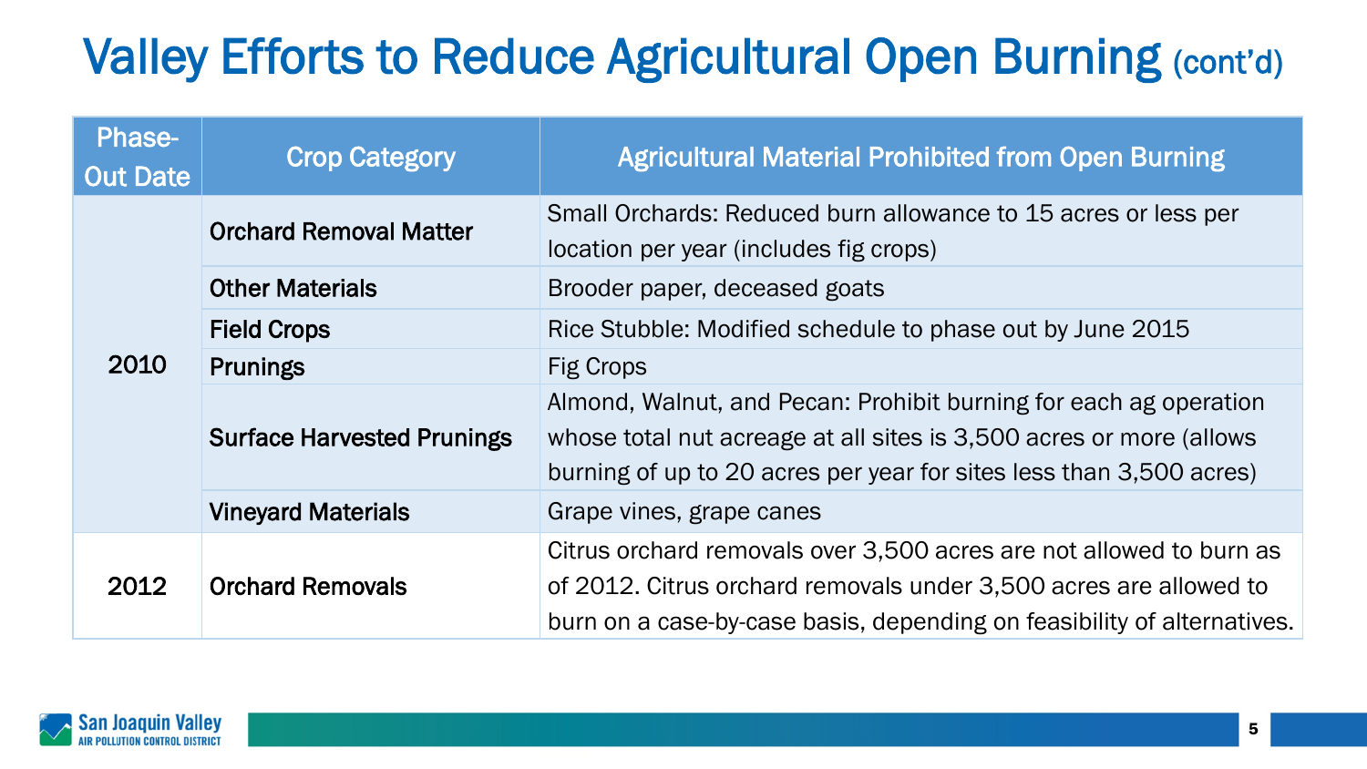# Valley Efforts to Reduce Agricultural Open Burning (cont'd)

| Phase-Out Date | Crop Category | Agricultural Material Prohibited from Open Burning |
|---|---|---|
| 2010 | **Orchard Removal Matter** | Small Orchards: Reduced burn allowance to 15 acres or less per location per year (includes fig crops) |
| | **Other Materials** | Brooder paper, deceased goats |
| | **Field Crops** | Rice Stubble: Modified schedule to phase out by June 2015 |
| | **Prunings** | Fig Crops |
| | **Surface Harvested Prunings** | Almond, Walnut, and Pecan: Prohibit burning for each ag operation whose total nut acreage at all sites is 3,500 acres or more (allows burning of up to 20 acres per year for sites less than 3,500 acres) |
| | **Vineyard Materials** | Grape vines, grape canes |
| 2012 | **Orchard Removals** | Citrus orchard removals over 3,500 acres are not allowed to burn as of 2012. Citrus orchard removals under 3,500 acres are allowed to burn on a case-by-case basis, depending on feasibility of alternatives. |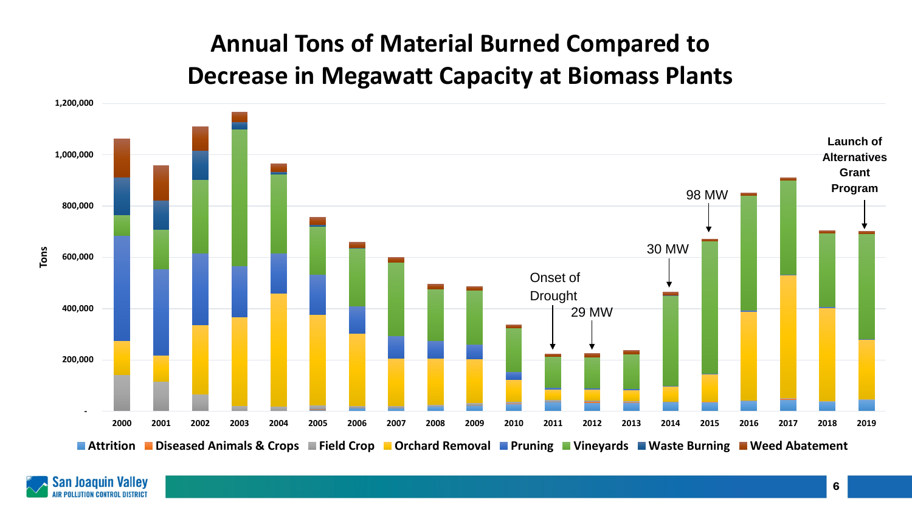# Annual Tons of Material Burned Compared to Decrease in Megawatt Capacity at Biomass Plants

Tons

1,200,000

1,000,000

800,000

600,000

400,000

200,000

-

2000 2001 2002 2003 2004 2005 2006 2007 2008 2009 2010 2011 2012 2013 2014 2015 2016 2017 2018 2019

Onset of Drought

29 MW

30 MW

98 MW

Launch of Alternatives Grant Program

Attrition | Diseased Animals & Crops | Field Crop | Orchard Removal | Pruning | Vineyards | Waste Burning | Weed Abatement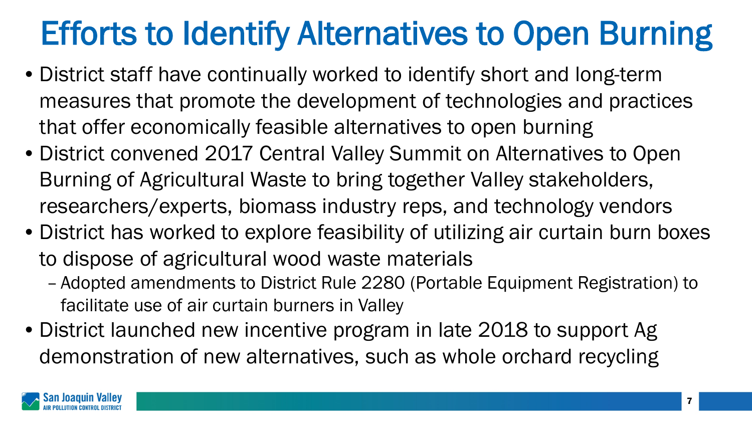# Efforts to Identify Alternatives to Open Burning

- District staff have continually worked to identify short and long-term measures that promote the development of technologies and practices that offer economically feasible alternatives to open burning
- District convened 2017 Central Valley Summit on Alternatives to Open Burning of Agricultural Waste to bring together Valley stakeholders, researchers/experts, biomass industry reps, and technology vendors
- District has worked to explore feasibility of utilizing air curtain burn boxes to dispose of agricultural wood waste materials
  - Adopted amendments to District Rule 2280 (Portable Equipment Registration) to facilitate use of air curtain burners in Valley
- District launched new incentive program in late 2018 to support Ag demonstration of new alternatives, such as whole orchard recycling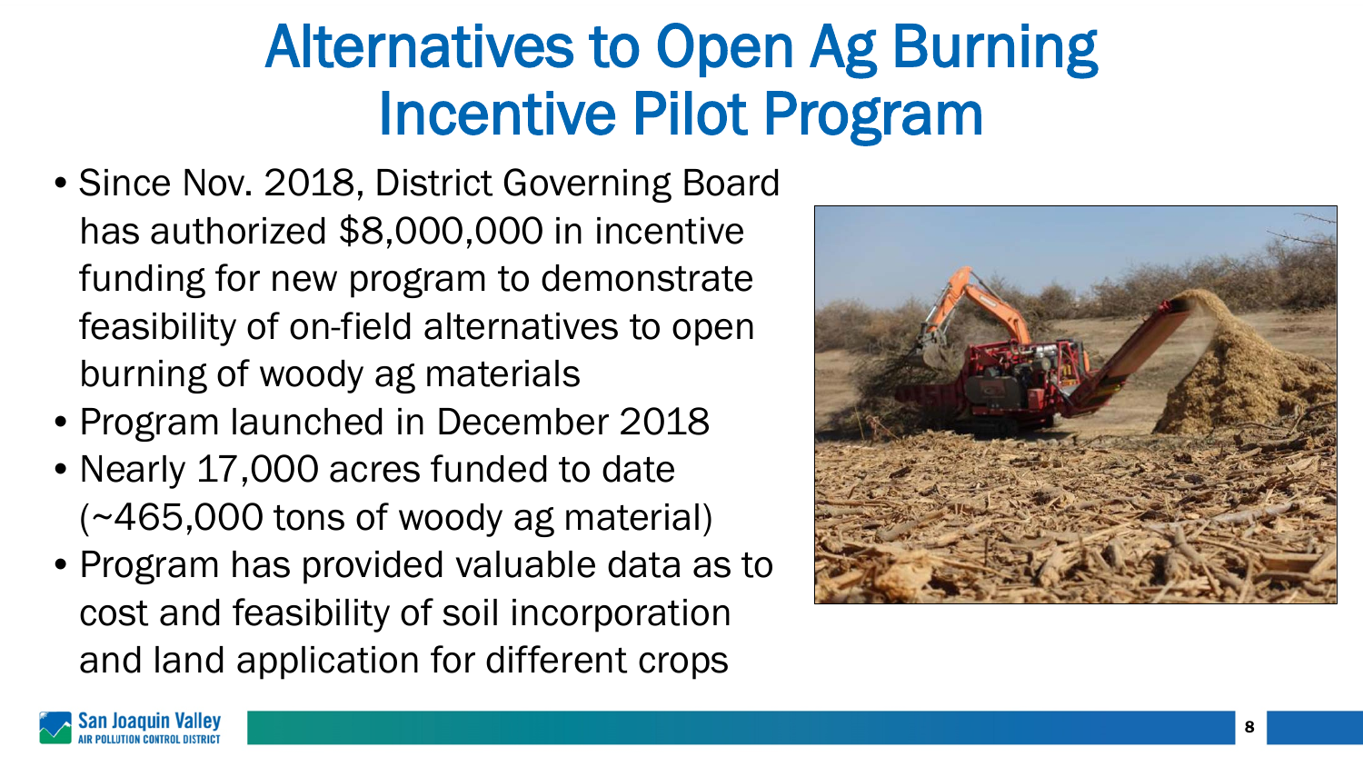# Alternatives to Open Ag Burning Incentive Pilot Program

- Since Nov. 2018, District Governing Board has authorized $8,000,000 in incentive funding for new program to demonstrate feasibility of on-field alternatives to open burning of woody ag materials
- Program launched in December 2018
- Nearly 17,000 acres funded to date (~465,000 tons of woody ag material)
- Program has provided valuable data as to cost and feasibility of soil incorporation and land application for different crops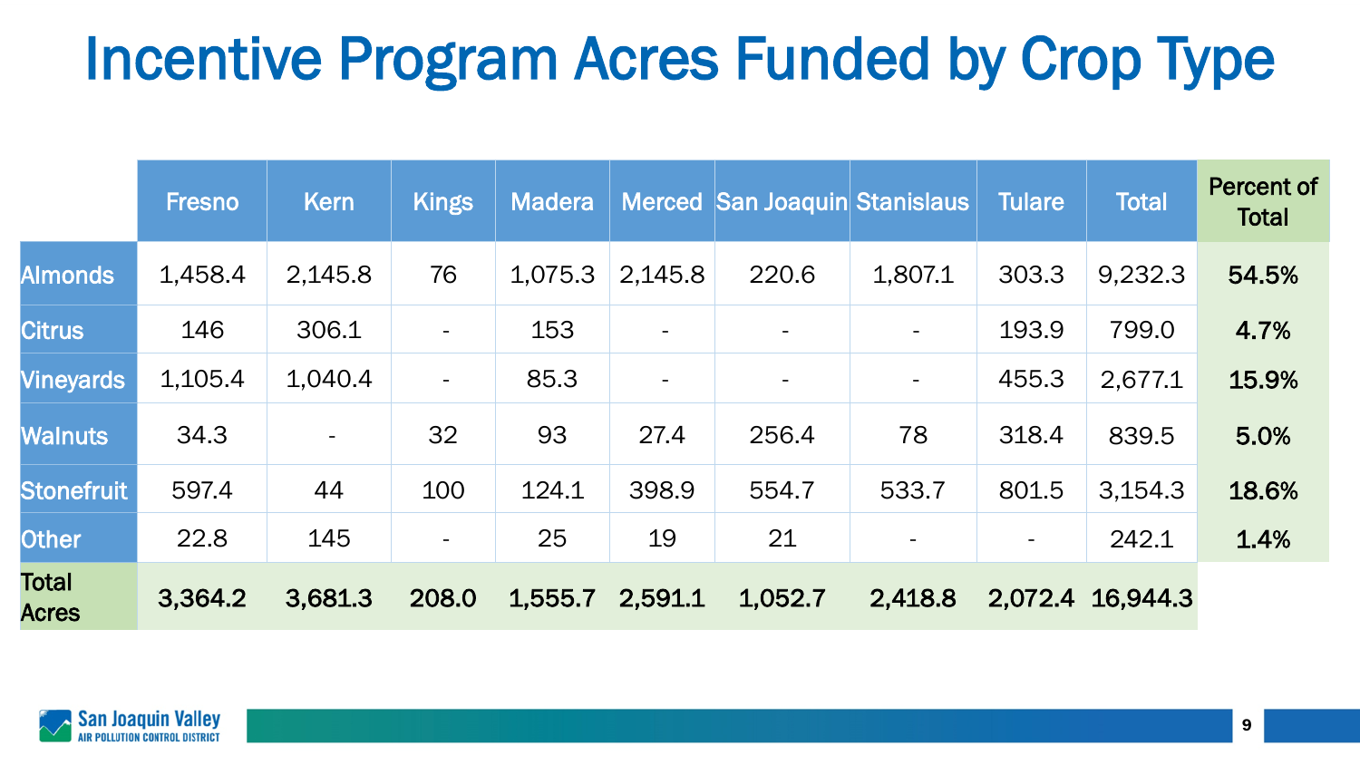# Incentive Program Acres Funded by Crop Type

| | Fresno | Kern | Kings | Madera | Merced | San Joaquin | Stanislaus | Tulare | Total | Percent of Total |
|---|---|---|---|---|---|---|---|---|---|---|
| Almonds | 1,458.4 | 2,145.8 | 76 | 1,075.3 | 2,145.8 | 220.6 | 1,807.1 | 303.3 | 9,232.3 | **54.5%** |
| Citrus | 146 | 306.1 | - | 153 | - | - | - | 193.9 | 799.0 | **4.7%** |
| Vineyards | 1,105.4 | 1,040.4 | - | 85.3 | - | - | - | 455.3 | 2,677.1 | **15.9%** |
| Walnuts | 34.3 | - | 32 | 93 | 27.4 | 256.4 | 78 | 318.4 | 839.5 | **5.0%** |
| Stonefruit | 597.4 | 44 | 100 | 124.1 | 398.9 | 554.7 | 533.7 | 801.5 | 3,154.3 | **18.6%** |
| Other | 22.8 | 145 | - | 25 | 19 | 21 | - | - | 242.1 | **1.4%** |
| **Total Acres** | **3,364.2** | **3,681.3** | **208.0** | **1,555.7** | **2,591.1** | **1,052.7** | **2,418.8** | **2,072.4** | **16,944.3** | |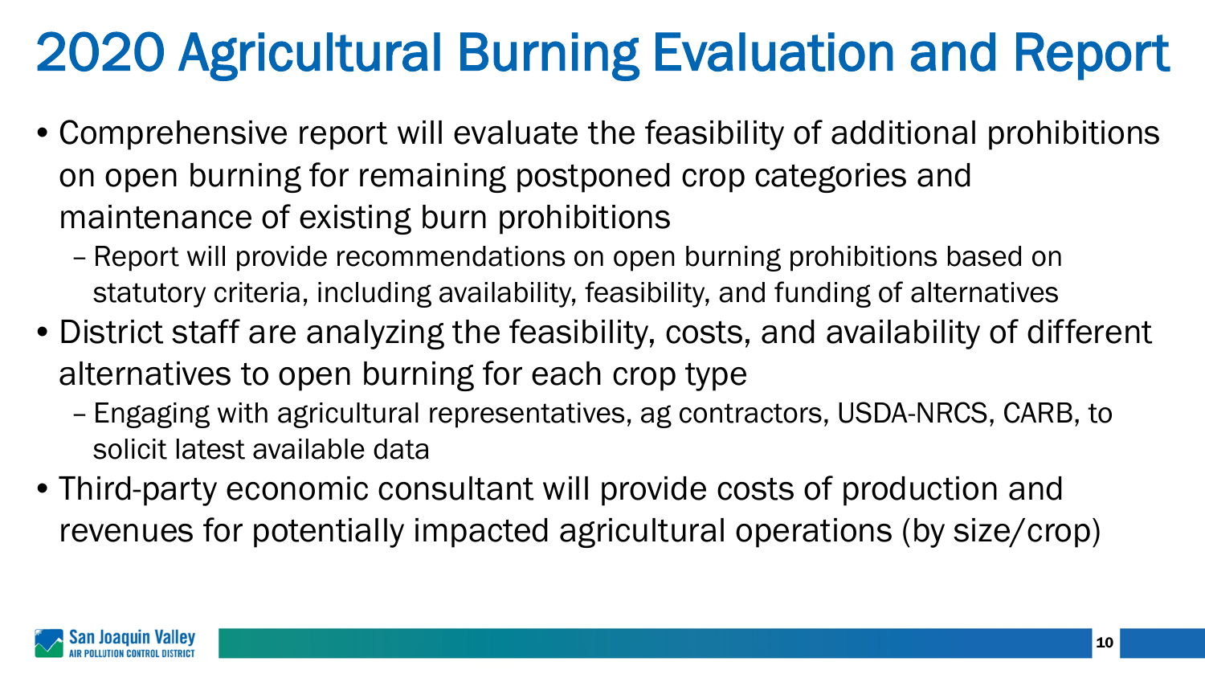# 2020 Agricultural Burning Evaluation and Report

- Comprehensive report will evaluate the feasibility of additional prohibitions on open burning for remaining postponed crop categories and maintenance of existing burn prohibitions
  - Report will provide recommendations on open burning prohibitions based on statutory criteria, including availability, feasibility, and funding of alternatives
- District staff are analyzing the feasibility, costs, and availability of different alternatives to open burning for each crop type
  - Engaging with agricultural representatives, ag contractors, USDA-NRCS, CARB, to solicit latest available data
- Third-party economic consultant will provide costs of production and revenues for potentially impacted agricultural operations (by size/crop)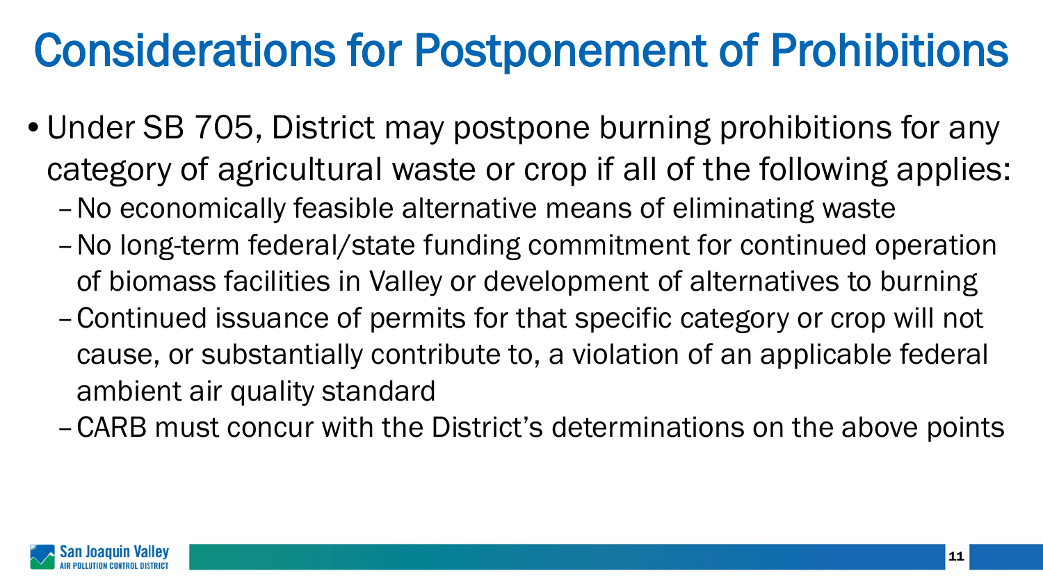# Considerations for Postponement of Prohibitions

- Under SB 705, District may postpone burning prohibitions for any category of agricultural waste or crop if all of the following applies:
  - No economically feasible alternative means of eliminating waste
  - No long-term federal/state funding commitment for continued operation of biomass facilities in Valley or development of alternatives to burning
  - Continued issuance of permits for that specific category or crop will not cause, or substantially contribute to, a violation of an applicable federal ambient air quality standard
  - CARB must concur with the District's determinations on the above points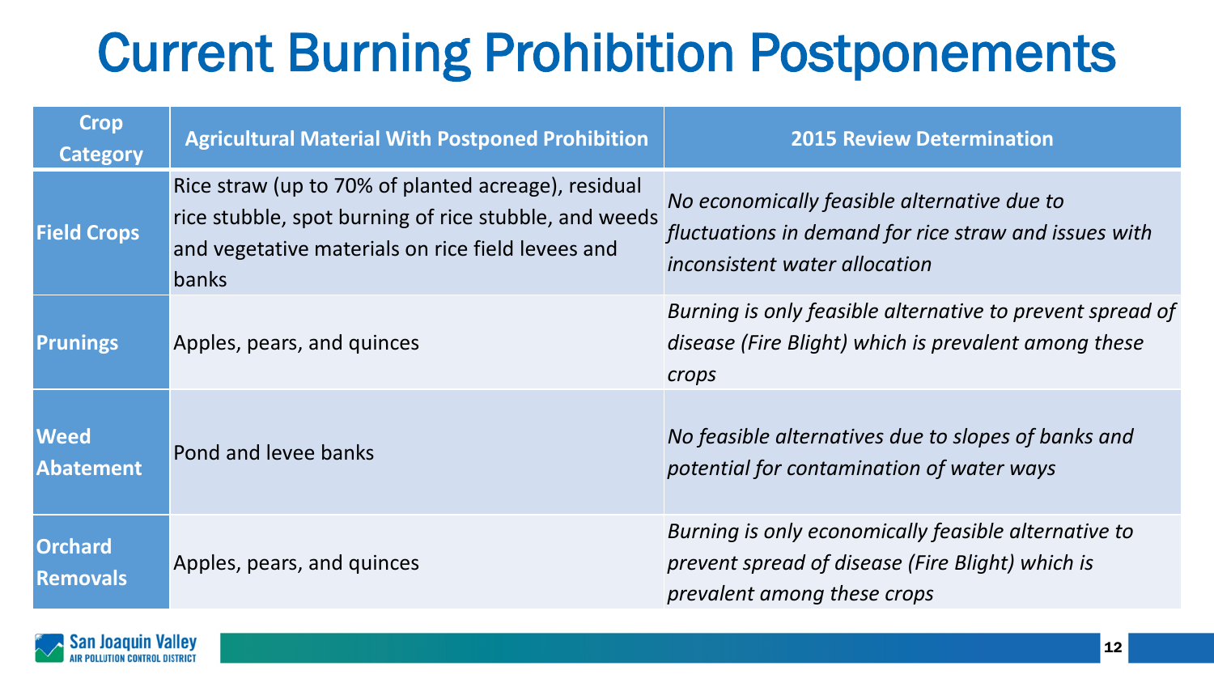# Current Burning Prohibition Postponements

| Crop Category | Agricultural Material With Postponed Prohibition | 2015 Review Determination |
|---|---|---|
| **Field Crops** | Rice straw (up to 70% of planted acreage), residual rice stubble, spot burning of rice stubble, and weeds and vegetative materials on rice field levees and banks | *No economically feasible alternative due to fluctuations in demand for rice straw and issues with inconsistent water allocation* |
| **Prunings** | Apples, pears, and quinces | *Burning is only feasible alternative to prevent spread of disease (Fire Blight) which is prevalent among these crops* |
| **Weed Abatement** | Pond and levee banks | *No feasible alternatives due to slopes of banks and potential for contamination of water ways* |
| **Orchard Removals** | Apples, pears, and quinces | *Burning is only economically feasible alternative to prevent spread of disease (Fire Blight) which is prevalent among these crops* |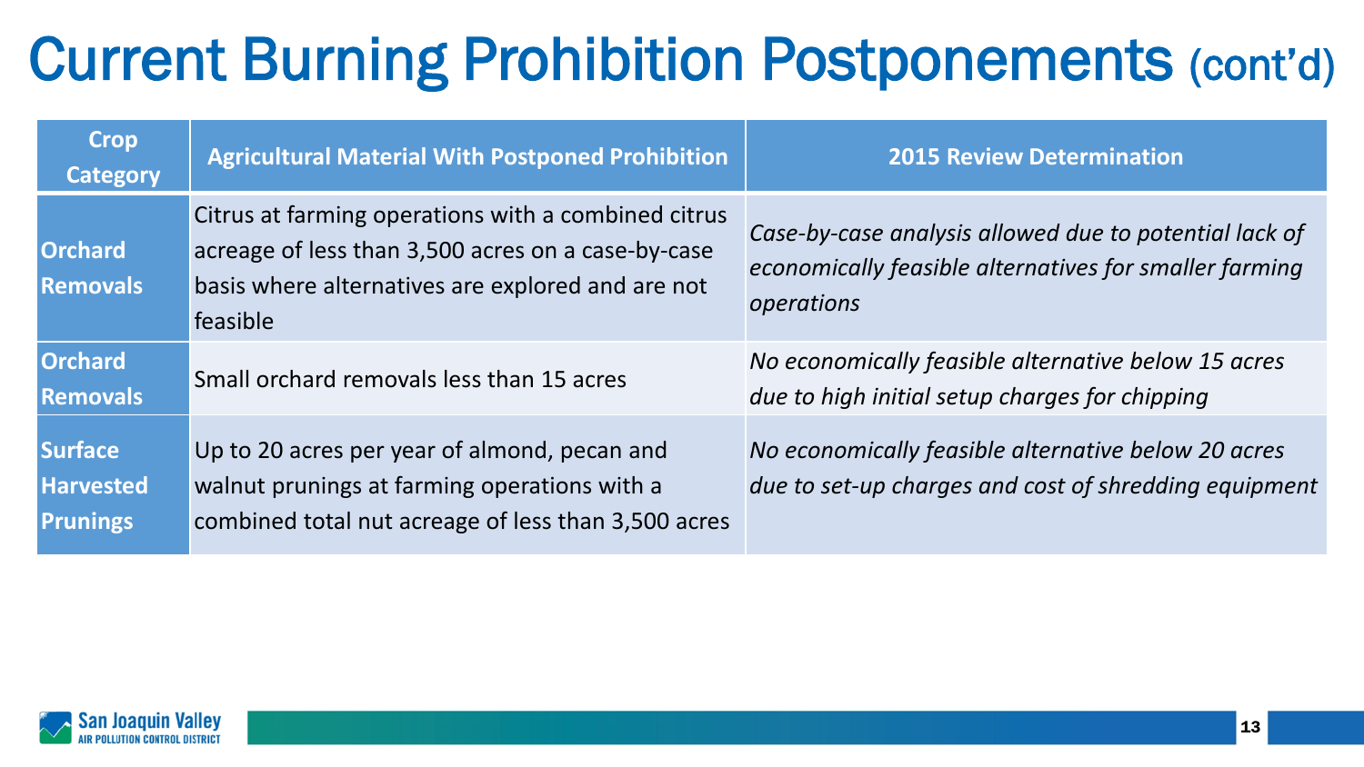# Current Burning Prohibition Postponements (cont'd)

| Crop Category | Agricultural Material With Postponed Prohibition | 2015 Review Determination |
|---|---|---|
| **Orchard Removals** | Citrus at farming operations with a combined citrus acreage of less than 3,500 acres on a case-by-case basis where alternatives are explored and are not feasible | *Case-by-case analysis allowed due to potential lack of economically feasible alternatives for smaller farming operations* |
| **Orchard Removals** | Small orchard removals less than 15 acres | *No economically feasible alternative below 15 acres due to high initial setup charges for chipping* |
| **Surface Harvested Prunings** | Up to 20 acres per year of almond, pecan and walnut prunings at farming operations with a combined total nut acreage of less than 3,500 acres | *No economically feasible alternative below 20 acres due to set-up charges and cost of shredding equipment* |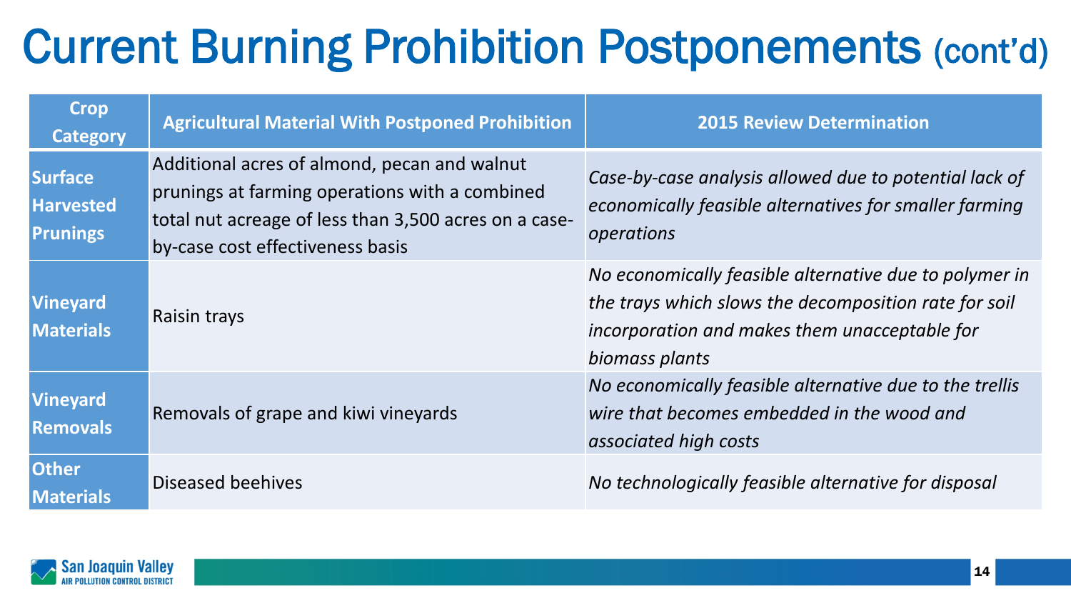# Current Burning Prohibition Postponements (cont'd)

| Crop Category | Agricultural Material With Postponed Prohibition | 2015 Review Determination |
|---|---|---|
| **Surface Harvested Prunings** | Additional acres of almond, pecan and walnut prunings at farming operations with a combined total nut acreage of less than 3,500 acres on a case-by-case cost effectiveness basis | *Case-by-case analysis allowed due to potential lack of economically feasible alternatives for smaller farming operations* |
| **Vineyard Materials** | Raisin trays | *No economically feasible alternative due to polymer in the trays which slows the decomposition rate for soil incorporation and makes them unacceptable for biomass plants* |
| **Vineyard Removals** | Removals of grape and kiwi vineyards | *No economically feasible alternative due to the trellis wire that becomes embedded in the wood and associated high costs* |
| **Other Materials** | Diseased beehives | *No technologically feasible alternative for disposal* |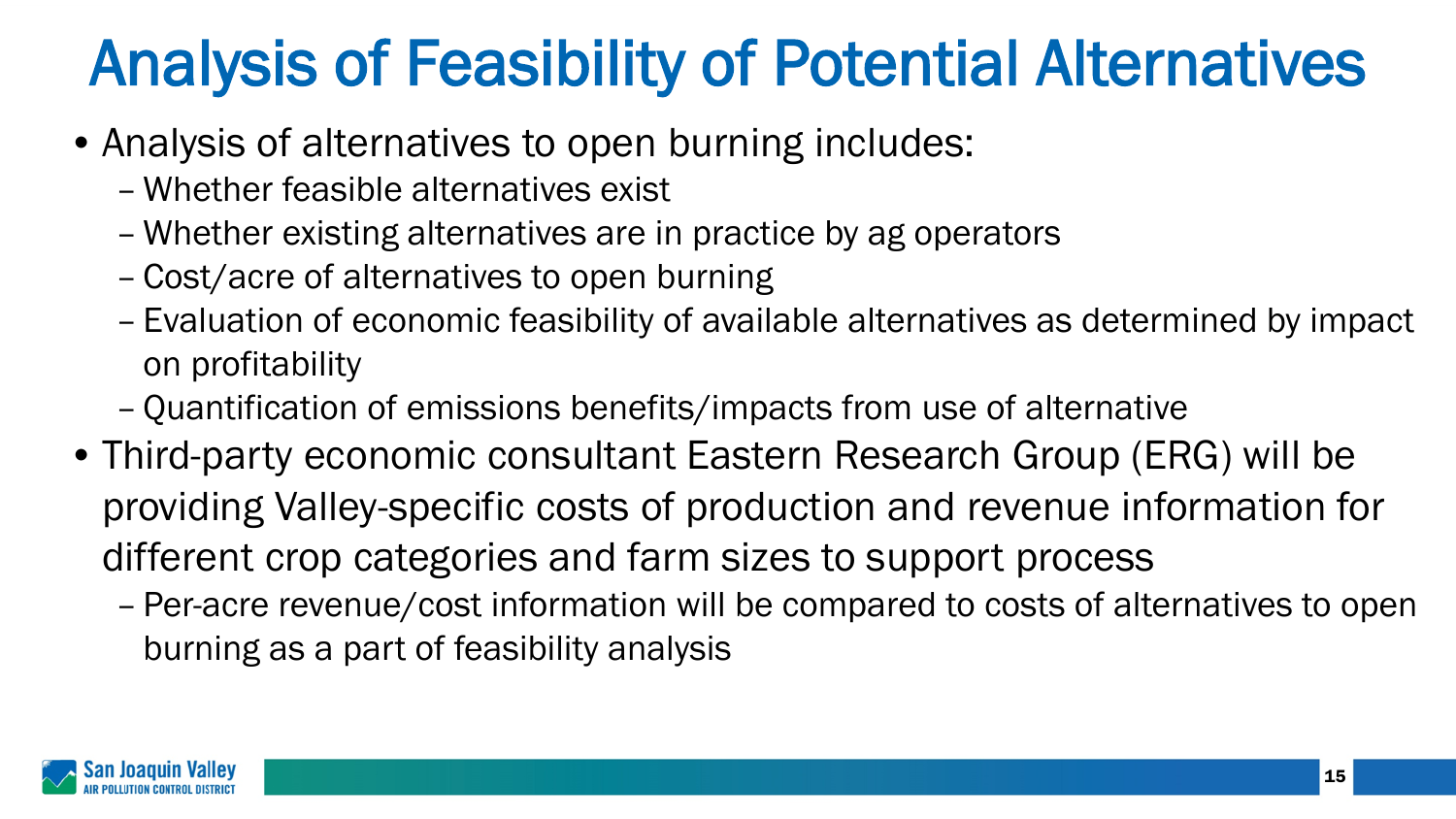# Analysis of Feasibility of Potential Alternatives

- Analysis of alternatives to open burning includes:
  - Whether feasible alternatives exist
  - Whether existing alternatives are in practice by ag operators
  - Cost/acre of alternatives to open burning
  - Evaluation of economic feasibility of available alternatives as determined by impact on profitability
  - Quantification of emissions benefits/impacts from use of alternative
- Third-party economic consultant Eastern Research Group (ERG) will be providing Valley-specific costs of production and revenue information for different crop categories and farm sizes to support process
  - Per-acre revenue/cost information will be compared to costs of alternatives to open burning as a part of feasibility analysis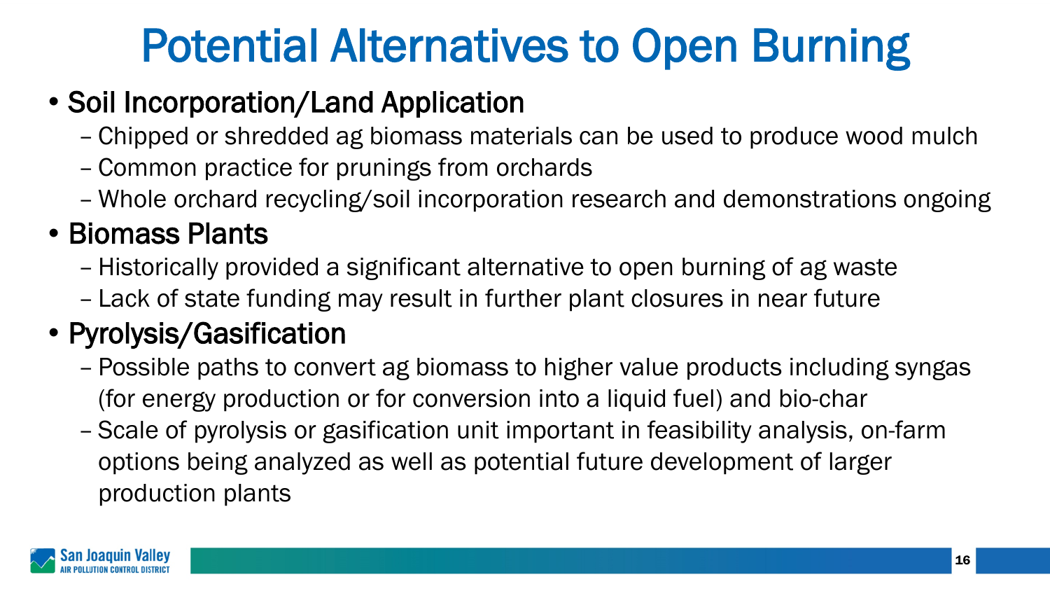# Potential Alternatives to Open Burning

- Soil Incorporation/Land Application
  - Chipped or shredded ag biomass materials can be used to produce wood mulch
  - Common practice for prunings from orchards
  - Whole orchard recycling/soil incorporation research and demonstrations ongoing
- Biomass Plants
  - Historically provided a significant alternative to open burning of ag waste
  - Lack of state funding may result in further plant closures in near future
- Pyrolysis/Gasification
  - Possible paths to convert ag biomass to higher value products including syngas (for energy production or for conversion into a liquid fuel) and bio-char
  - Scale of pyrolysis or gasification unit important in feasibility analysis, on-farm options being analyzed as well as potential future development of larger production plants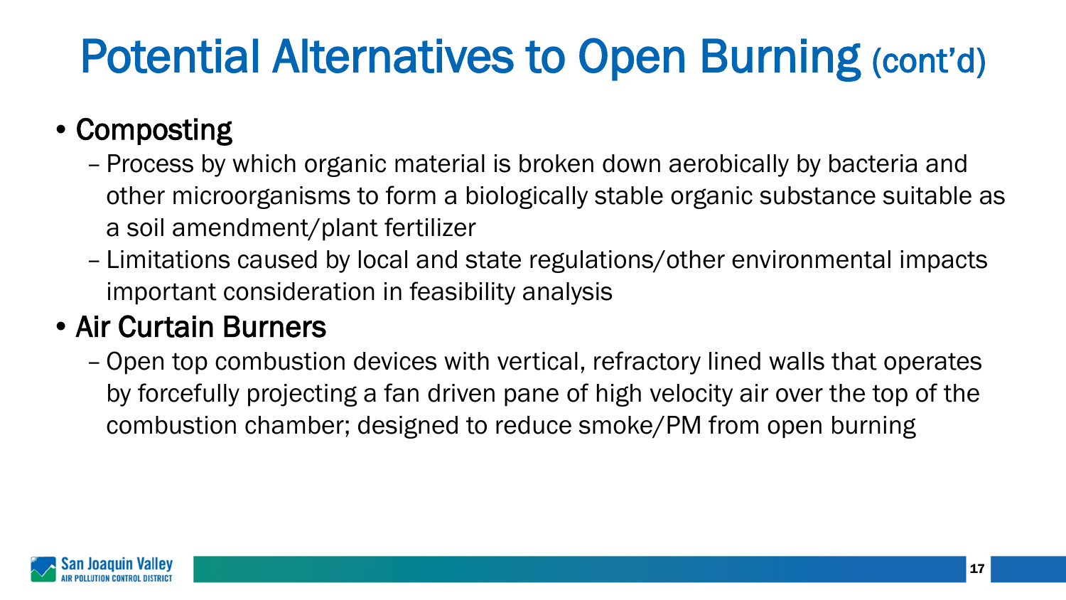# Potential Alternatives to Open Burning (cont'd)

- Composting
  - Process by which organic material is broken down aerobically by bacteria and other microorganisms to form a biologically stable organic substance suitable as a soil amendment/plant fertilizer
  - Limitations caused by local and state regulations/other environmental impacts important consideration in feasibility analysis
- Air Curtain Burners
  - Open top combustion devices with vertical, refractory lined walls that operates by forcefully projecting a fan driven pane of high velocity air over the top of the combustion chamber; designed to reduce smoke/PM from open burning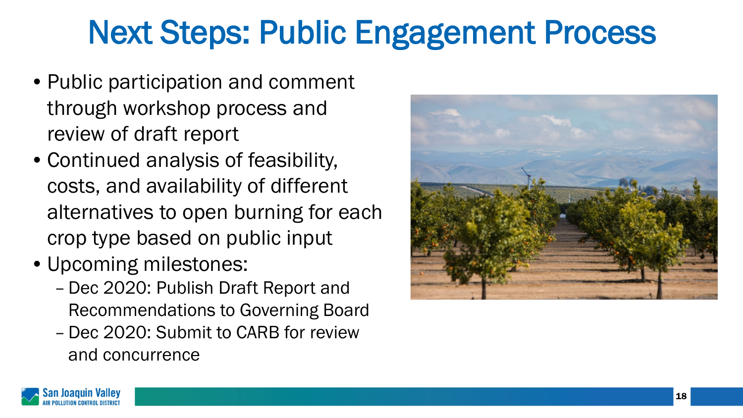# Next Steps: Public Engagement Process

- Public participation and comment through workshop process and review of draft report
- Continued analysis of feasibility, costs, and availability of different alternatives to open burning for each crop type based on public input
- Upcoming milestones:
  - Dec 2020: Publish Draft Report and Recommendations to Governing Board
  - Dec 2020: Submit to CARB for review and concurrence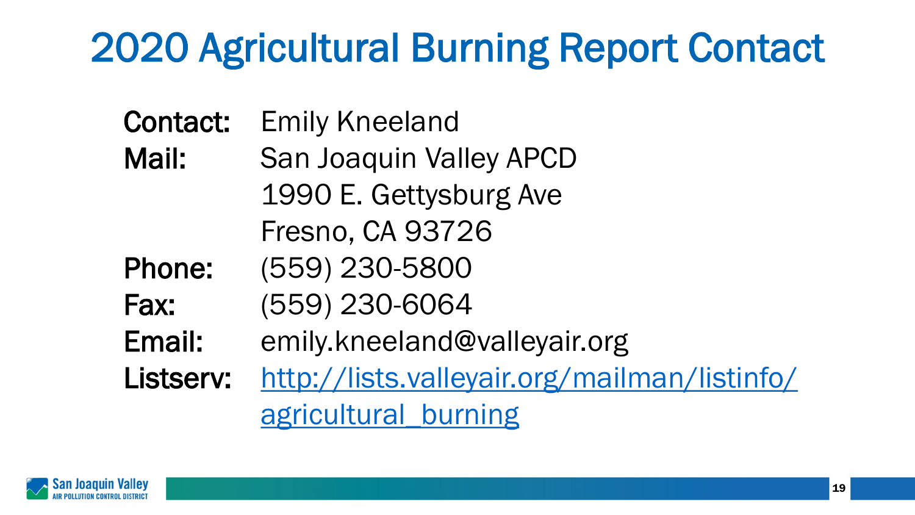# 2020 Agricultural Burning Report Contact

**Contact:** Emily Kneeland

**Mail:** San Joaquin Valley APCD
1990 E. Gettysburg Ave
Fresno, CA 93726

**Phone:** (559) 230-5800

**Fax:** (559) 230-6064

**Email:** emily.kneeland@valleyair.org

**Listserv:** [http://lists.valleyair.org/mailman/listinfo/agricultural_burning](http://lists.valleyair.org/mailman/listinfo/agricultural_burning)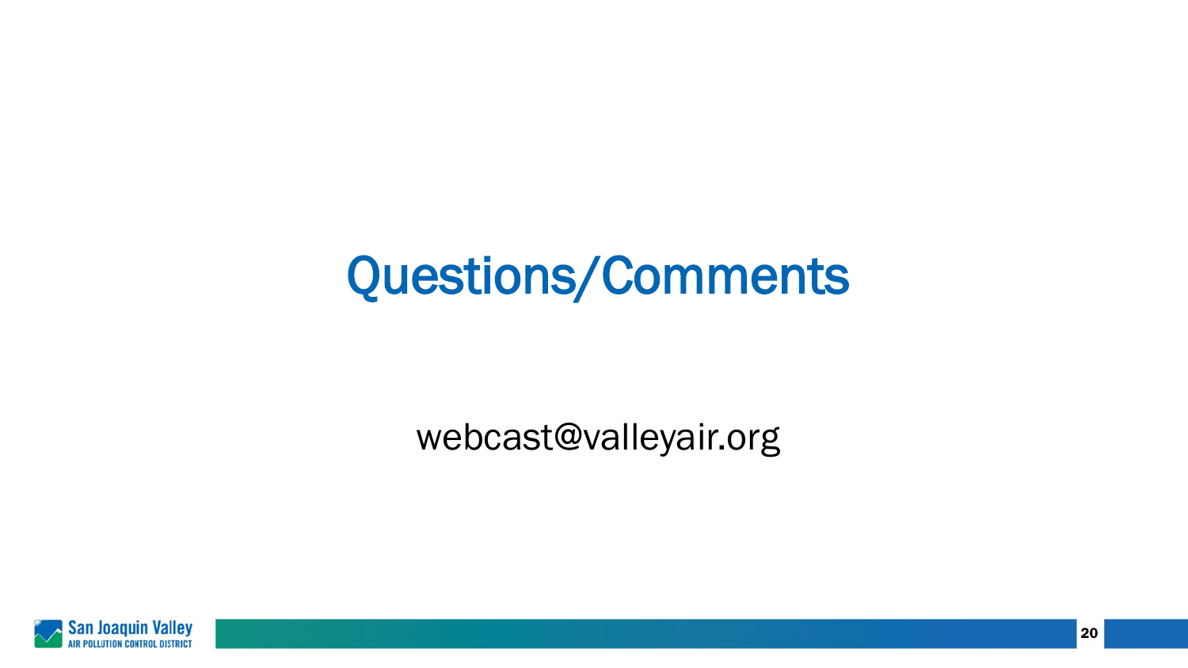# Questions/Comments

webcast@valleyair.org